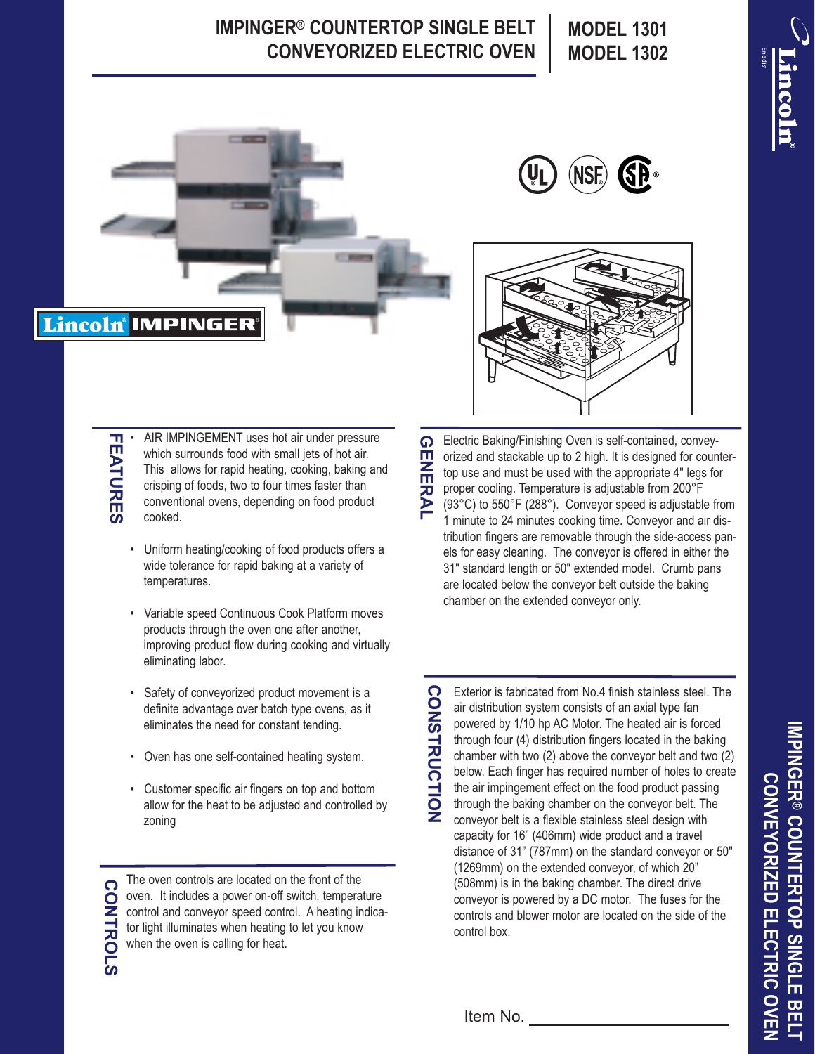# IMPINGER® COUNTERTOP SINGLE BELT CONVEYORIZED ELECTRIC OVEN

## MODEL 1301
## MODEL 1302

## FEATURES

- AIR IMPINGEMENT uses hot air under pressure which surrounds food with small jets of hot air. This allows for rapid heating, cooking, baking and crisping of foods, two to four times faster than conventional ovens, depending on food product cooked.
- Uniform heating/cooking of food products offers a wide tolerance for rapid baking at a variety of temperatures.
- Variable speed Continuous Cook Platform moves products through the oven one after another, improving product flow during cooking and virtually eliminating labor.
- Safety of conveyorized product movement is a definite advantage over batch type ovens, as it eliminates the need for constant tending.
- Oven has one self-contained heating system.
- Customer specific air fingers on top and bottom allow for the heat to be adjusted and controlled by zoning

## CONTROLS

The oven controls are located on the front of the oven. It includes a power on-off switch, temperature control and conveyor speed control. A heating indicator light illuminates when heating to let you know when the oven is calling for heat.

## GENERAL

Electric Baking/Finishing Oven is self-contained, conveyorized and stackable up to 2 high. It is designed for countertop use and must be used with the appropriate 4" legs for proper cooling. Temperature is adjustable from 200°F (93°C) to 550°F (288°). Conveyor speed is adjustable from 1 minute to 24 minutes cooking time. Conveyor and air distribution fingers are removable through the side-access panels for easy cleaning. The conveyor is offered in either the 31" standard length or 50" extended model. Crumb pans are located below the conveyor belt outside the baking chamber on the extended conveyor only.

## CONSTRUCTION

Exterior is fabricated from No.4 finish stainless steel. The air distribution system consists of an axial type fan powered by 1/10 hp AC Motor. The heated air is forced through four (4) distribution fingers located in the baking chamber with two (2) above the conveyor belt and two (2) below. Each finger has required number of holes to create the air impingement effect on the food product passing through the baking chamber on the conveyor belt. The conveyor belt is a flexible stainless steel design with capacity for 16" (406mm) wide product and a travel distance of 31" (787mm) on the standard conveyor or 50" (1269mm) on the extended conveyor, of which 20" (508mm) is in the baking chamber. The direct drive conveyor is powered by a DC motor. The fuses for the controls and blower motor are located on the side of the control box.

Item No. ______________________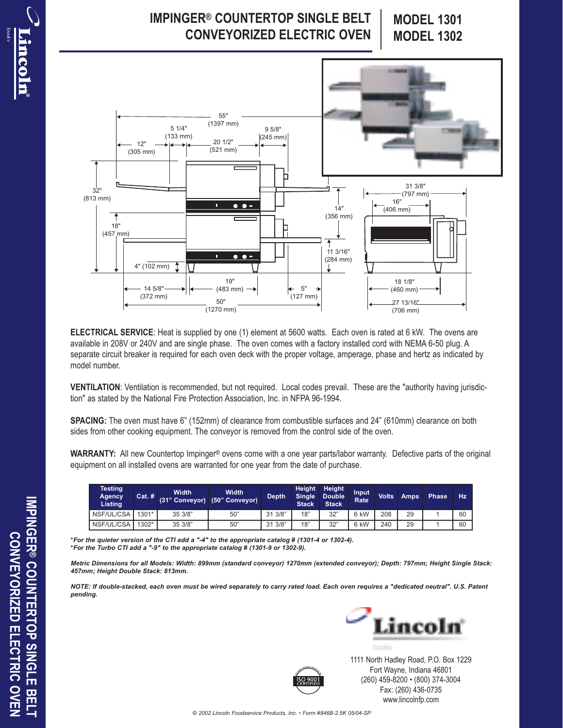# IMPINGER® COUNTERTOP SINGLE BELT CONVEYORIZED ELECTRIC OVEN

# MODEL 1301
# MODEL 1302

55"
(1397 mm)
5 1/4"
(133 mm)
9 5/8"
(245 mm)
12"
(305 mm)
20 1/2"
(521 mm)
32"
(813 mm)
18"
(457 mm)
4" (102 mm)
14"
(356 mm)
11 3/16"
(284 mm)
14 5/8"
(372 mm)
19"
(483 mm)
5"
(127 mm)
50"
(1270 mm)
31 3/8"
(797 mm)
16"
(406 mm)
18 1/8"
(460 mm)
27 13/16"
(706 mm)

**ELECTRICAL SERVICE**: Heat is supplied by one (1) element at 5600 watts. Each oven is rated at 6 kW. The ovens are available in 208V or 240V and are single phase. The oven comes with a factory installed cord with NEMA 6-50 plug. A separate circuit breaker is required for each oven deck with the proper voltage, amperage, phase and hertz as indicated by model number.

**VENTILATION**: Ventilation is recommended, but not required. Local codes prevail. These are the "authority having jurisdiction" as stated by the National Fire Protection Association, Inc. in NFPA 96-1994.

**SPACING:** The oven must have 6" (152mm) of clearance from combustible surfaces and 24" (610mm) clearance on both sides from other cooking equipment. The conveyor is removed from the control side of the oven.

**WARRANTY:** All new Countertop Impinger® ovens come with a one year parts/labor warranty. Defective parts of the original equipment on all installed ovens are warranted for one year from the date of purchase.

| Testing Agency Listing | Cat. # | Width (31" Conveyor) | Width (50" Conveyor) | Depth | Height Single Stack | Height Double Stack | Input Rate | Volts | Amps | Phase | Hz |
|---|---|---|---|---|---|---|---|---|---|---|---|
| NSF/UL/CSA | 1301* | 35 3/8" | 50" | 31 3/8" | 18" | 32" | 6 kW | 208 | 29 | 1 | 60 |
| NSF/UL/CSA | 1302* | 35 3/8" | 50" | 31 3/8" | 18" | 32" | 6 kW | 240 | 29 | 1 | 60 |

***For the quieter version of the CTI add a "-4" to the appropriate catalog # (1301-4 or 1302-4).***
***For the Turbo CTI add a "-9" to the appropriate catalog # (1301-9 or 1302-9).***

***Metric Dimensions for all Models: Width: 899mm (standard conveyor) 1270mm (extended conveyor); Depth: 797mm; Height Single Stack: 457mm; Height Double Stack: 813mm.***

***NOTE: If double-stacked, each oven must be wired separately to carry rated load. Each oven requires a "dedicated neutral". U.S. Patent pending.***

Lincoln

ISO 9001 CERTIFIED

1111 North Hadley Road, P.O. Box 1229
Fort Wayne, Indiana 46801
(260) 459-8200 • (800) 374-3004
Fax: (260) 436-0735
www.lincolnfp.com

© 2002 Lincoln Foodservice Products, Inc. • Form #846B-2.5K 05/04-SP